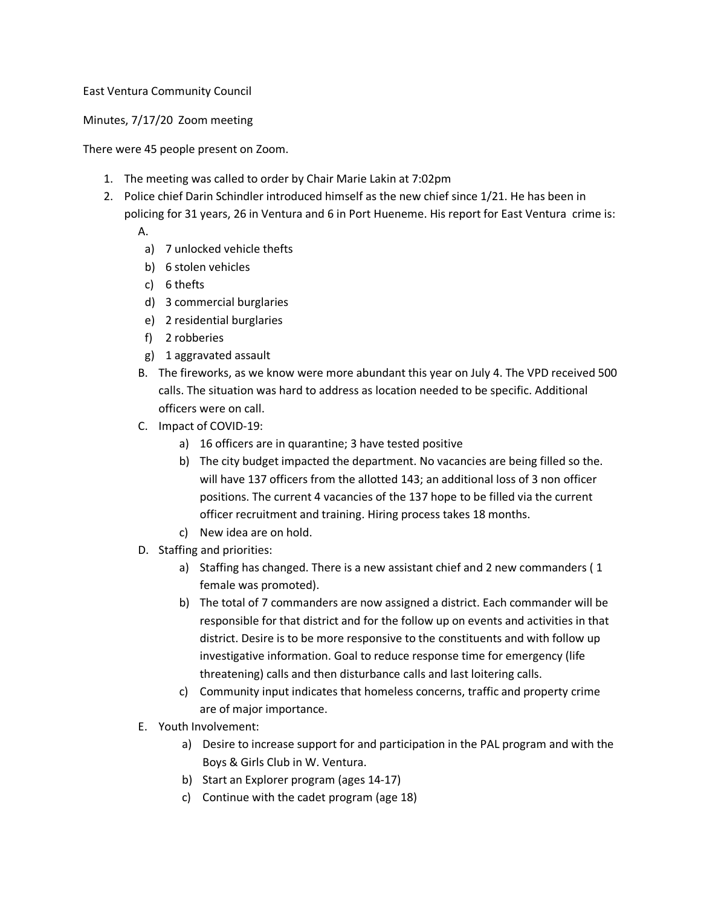East Ventura Community Council

Minutes, 7/17/20 Zoom meeting

There were 45 people present on Zoom.

1. The meeting was called to order by Chair Marie Lakin at 7:02pm
2. Police chief Darin Schindler introduced himself as the new chief since 1/21. He has been in policing for 31 years, 26 in Ventura and 6 in Port Hueneme. His report for East Ventura crime is:
   A.
      a) 7 unlocked vehicle thefts
      b) 6 stolen vehicles
      c) 6 thefts
      d) 3 commercial burglaries
      e) 2 residential burglaries
      f) 2 robberies
      g) 1 aggravated assault

   B. The fireworks, as we know were more abundant this year on July 4. The VPD received 500 calls. The situation was hard to address as location needed to be specific. Additional officers were on call.

   C. Impact of COVID-19:
      a) 16 officers are in quarantine; 3 have tested positive
      b) The city budget impacted the department. No vacancies are being filled so the. will have 137 officers from the allotted 143; an additional loss of 3 non officer positions. The current 4 vacancies of the 137 hope to be filled via the current officer recruitment and training. Hiring process takes 18 months.
      c) New idea are on hold.

   D. Staffing and priorities:
      a) Staffing has changed. There is a new assistant chief and 2 new commanders ( 1 female was promoted).
      b) The total of 7 commanders are now assigned a district. Each commander will be responsible for that district and for the follow up on events and activities in that district. Desire is to be more responsive to the constituents and with follow up investigative information. Goal to reduce response time for emergency (life threatening) calls and then disturbance calls and last loitering calls.
      c) Community input indicates that homeless concerns, traffic and property crime are of major importance.

   E. Youth Involvement:
      a) Desire to increase support for and participation in the PAL program and with the Boys & Girls Club in W. Ventura.
      b) Start an Explorer program (ages 14-17)
      c) Continue with the cadet program (age 18)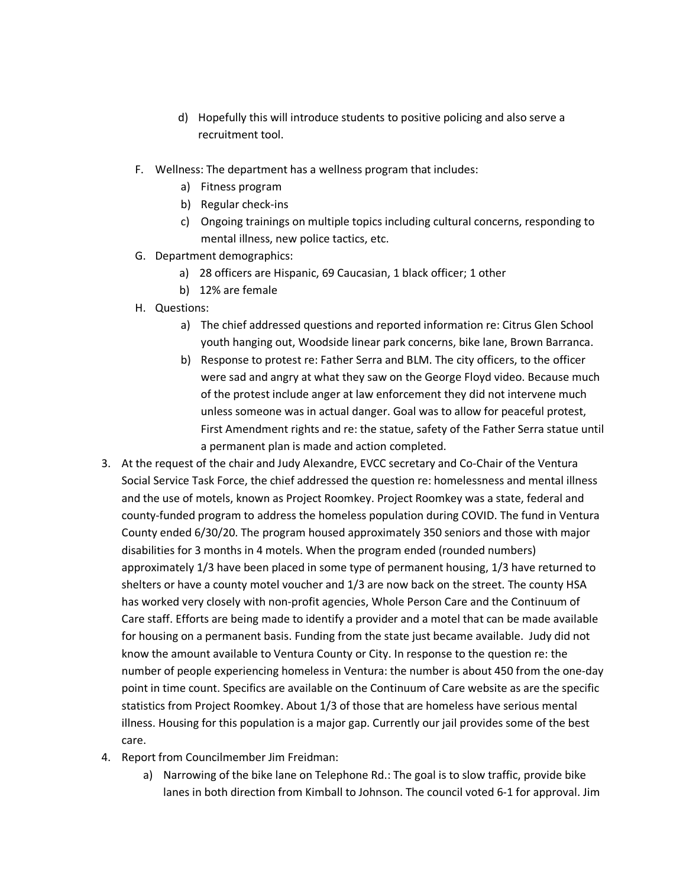d) Hopefully this will introduce students to positive policing and also serve a recruitment tool.

   F. Wellness: The department has a wellness program that includes:
      a) Fitness program
      b) Regular check-ins
      c) Ongoing trainings on multiple topics including cultural concerns, responding to mental illness, new police tactics, etc.
   G. Department demographics:
      a) 28 officers are Hispanic, 69 Caucasian, 1 black officer; 1 other
      b) 12% are female
   H. Questions:
      a) The chief addressed questions and reported information re: Citrus Glen School youth hanging out, Woodside linear park concerns, bike lane, Brown Barranca.
      b) Response to protest re: Father Serra and BLM. The city officers, to the officer were sad and angry at what they saw on the George Floyd video. Because much of the protest include anger at law enforcement they did not intervene much unless someone was in actual danger. Goal was to allow for peaceful protest, First Amendment rights and re: the statue, safety of the Father Serra statue until a permanent plan is made and action completed.

3. At the request of the chair and Judy Alexandre, EVCC secretary and Co-Chair of the Ventura Social Service Task Force, the chief addressed the question re: homelessness and mental illness and the use of motels, known as Project Roomkey. Project Roomkey was a state, federal and county-funded program to address the homeless population during COVID. The fund in Ventura County ended 6/30/20. The program housed approximately 350 seniors and those with major disabilities for 3 months in 4 motels. When the program ended (rounded numbers) approximately 1/3 have been placed in some type of permanent housing, 1/3 have returned to shelters or have a county motel voucher and 1/3 are now back on the street. The county HSA has worked very closely with non-profit agencies, Whole Person Care and the Continuum of Care staff. Efforts are being made to identify a provider and a motel that can be made available for housing on a permanent basis. Funding from the state just became available. Judy did not know the amount available to Ventura County or City. In response to the question re: the number of people experiencing homeless in Ventura: the number is about 450 from the one-day point in time count. Specifics are available on the Continuum of Care website as are the specific statistics from Project Roomkey. About 1/3 of those that are homeless have serious mental illness. Housing for this population is a major gap. Currently our jail provides some of the best care.

4. Report from Councilmember Jim Freidman:
   a) Narrowing of the bike lane on Telephone Rd.: The goal is to slow traffic, provide bike lanes in both direction from Kimball to Johnson. The council voted 6-1 for approval. Jim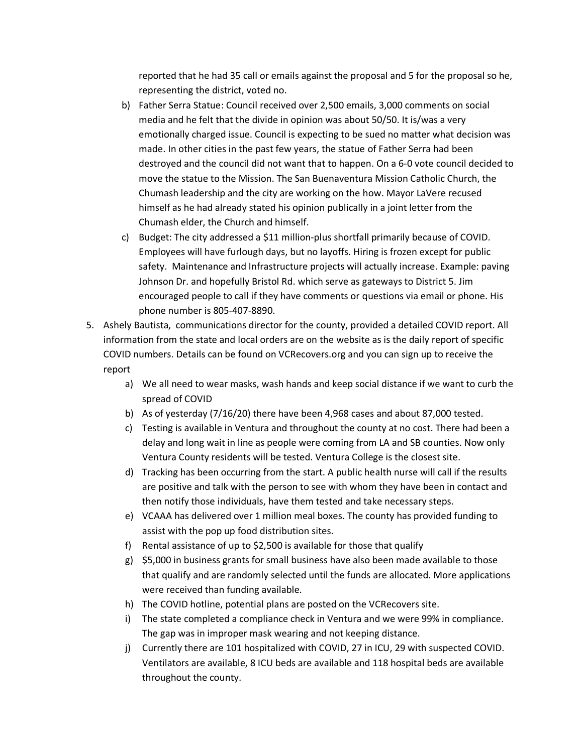reported that he had 35 call or emails against the proposal and 5 for the proposal so he, representing the district, voted no.

b) Father Serra Statue: Council received over 2,500 emails, 3,000 comments on social media and he felt that the divide in opinion was about 50/50. It is/was a very emotionally charged issue. Council is expecting to be sued no matter what decision was made. In other cities in the past few years, the statue of Father Serra had been destroyed and the council did not want that to happen. On a 6-0 vote council decided to move the statue to the Mission. The San Buenaventura Mission Catholic Church, the Chumash leadership and the city are working on the how. Mayor LaVere recused himself as he had already stated his opinion publically in a joint letter from the Chumash elder, the Church and himself.

c) Budget: The city addressed a $11 million-plus shortfall primarily because of COVID. Employees will have furlough days, but no layoffs. Hiring is frozen except for public safety. Maintenance and Infrastructure projects will actually increase. Example: paving Johnson Dr. and hopefully Bristol Rd. which serve as gateways to District 5. Jim encouraged people to call if they have comments or questions via email or phone. His phone number is 805-407-8890.

5. Ashely Bautista, communications director for the county, provided a detailed COVID report. All information from the state and local orders are on the website as is the daily report of specific COVID numbers. Details can be found on VCRecovers.org and you can sign up to receive the report
   a) We all need to wear masks, wash hands and keep social distance if we want to curb the spread of COVID
   b) As of yesterday (7/16/20) there have been 4,968 cases and about 87,000 tested.
   c) Testing is available in Ventura and throughout the county at no cost. There had been a delay and long wait in line as people were coming from LA and SB counties. Now only Ventura County residents will be tested. Ventura College is the closest site.
   d) Tracking has been occurring from the start. A public health nurse will call if the results are positive and talk with the person to see with whom they have been in contact and then notify those individuals, have them tested and take necessary steps.
   e) VCAAA has delivered over 1 million meal boxes. The county has provided funding to assist with the pop up food distribution sites.
   f) Rental assistance of up to $2,500 is available for those that qualify
   g) $5,000 in business grants for small business have also been made available to those that qualify and are randomly selected until the funds are allocated. More applications were received than funding available.
   h) The COVID hotline, potential plans are posted on the VCRecovers site.
   i) The state completed a compliance check in Ventura and we were 99% in compliance. The gap was in improper mask wearing and not keeping distance.
   j) Currently there are 101 hospitalized with COVID, 27 in ICU, 29 with suspected COVID. Ventilators are available, 8 ICU beds are available and 118 hospital beds are available throughout the county.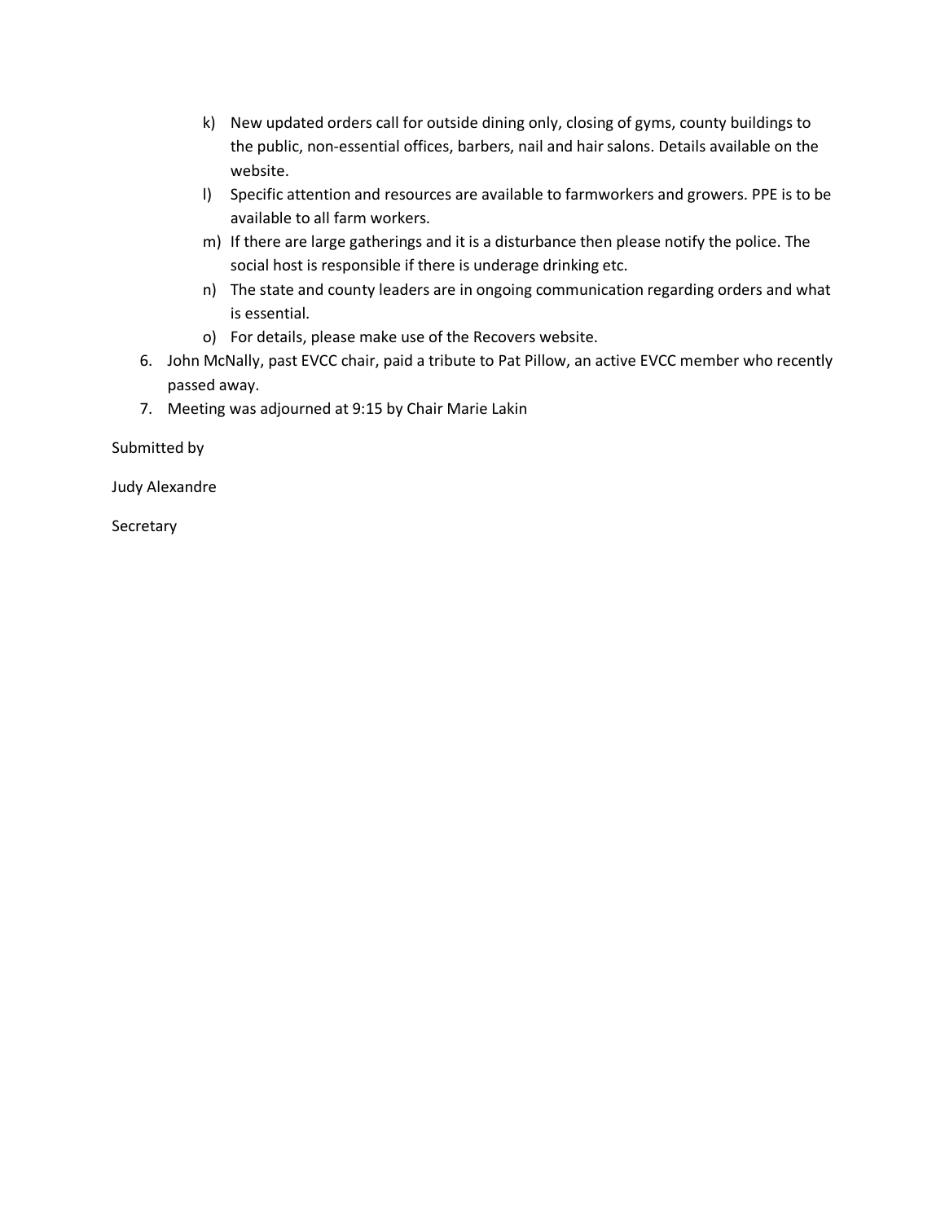k) New updated orders call for outside dining only, closing of gyms, county buildings to the public, non-essential offices, barbers, nail and hair salons. Details available on the website.
   l) Specific attention and resources are available to farmworkers and growers. PPE is to be available to all farm workers.
   m) If there are large gatherings and it is a disturbance then please notify the police. The social host is responsible if there is underage drinking etc.
   n) The state and county leaders are in ongoing communication regarding orders and what is essential.
   o) For details, please make use of the Recovers website.

6. John McNally, past EVCC chair, paid a tribute to Pat Pillow, an active EVCC member who recently passed away.
7. Meeting was adjourned at 9:15 by Chair Marie Lakin

Submitted by

Judy Alexandre

Secretary